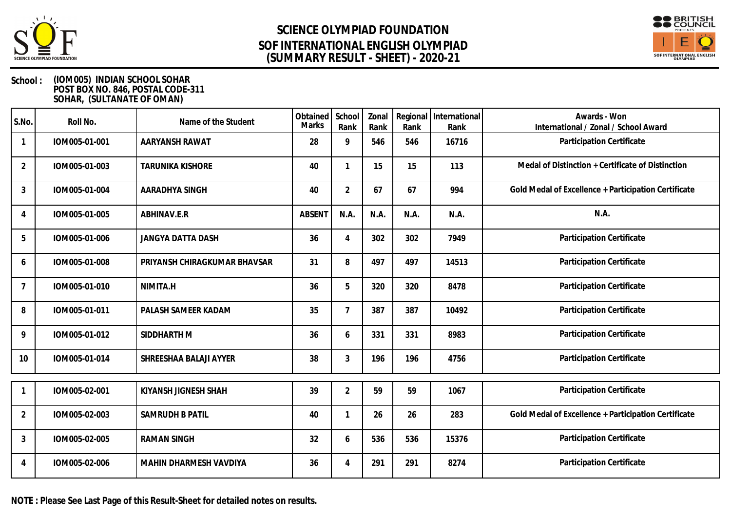# SCIENCE OLYMPIAD FOUNDATION
# SOF INTERNATIONAL ENGLISH OLYMPIAD
## (SUMMARY RESULT - SHEET) - 2020-21

**School :** **(IOM005) INDIAN SCHOOL SOHAR**
**POST BOX NO. 846, POSTAL CODE-311**
**SOHAR, (SULTANATE OF OMAN)**

| S.No. | Roll No. | Name of the Student | Obtained Marks | School Rank | Zonal Rank | Regional Rank | International Rank | Awards - Won International / Zonal / School Award |
|---|---|---|---|---|---|---|---|---|
| 1 | IOM005-01-001 | AARYANSH RAWAT | 28 | 9 | 546 | 546 | 16716 | Participation Certificate |
| 2 | IOM005-01-003 | TARUNIKA KISHORE | 40 | 1 | 15 | 15 | 113 | Medal of Distinction + Certificate of Distinction |
| 3 | IOM005-01-004 | AARADHYA SINGH | 40 | 2 | 67 | 67 | 994 | Gold Medal of Excellence + Participation Certificate |
| 4 | IOM005-01-005 | ABHINAV.E.R | ABSENT | N.A. | N.A. | N.A. | N.A. | N.A. |
| 5 | IOM005-01-006 | JANGYA DATTA DASH | 36 | 4 | 302 | 302 | 7949 | Participation Certificate |
| 6 | IOM005-01-008 | PRIYANSH CHIRAGKUMAR BHAVSAR | 31 | 8 | 497 | 497 | 14513 | Participation Certificate |
| 7 | IOM005-01-010 | NIMITA.H | 36 | 5 | 320 | 320 | 8478 | Participation Certificate |
| 8 | IOM005-01-011 | PALASH SAMEER KADAM | 35 | 7 | 387 | 387 | 10492 | Participation Certificate |
| 9 | IOM005-01-012 | SIDDHARTH M | 36 | 6 | 331 | 331 | 8983 | Participation Certificate |
| 10 | IOM005-01-014 | SHREESHAA BALAJI AYYER | 38 | 3 | 196 | 196 | 4756 | Participation Certificate |
| 1 | IOM005-02-001 | KIYANSH JIGNESH SHAH | 39 | 2 | 59 | 59 | 1067 | Participation Certificate |
| 2 | IOM005-02-003 | SAMRUDH B PATIL | 40 | 1 | 26 | 26 | 283 | Gold Medal of Excellence + Participation Certificate |
| 3 | IOM005-02-005 | RAMAN SINGH | 32 | 6 | 536 | 536 | 15376 | Participation Certificate |
| 4 | IOM005-02-006 | MAHIN DHARMESH VAVDIYA | 36 | 4 | 291 | 291 | 8274 | Participation Certificate |

**NOTE : Please See Last Page of this Result-Sheet for detailed notes on results.**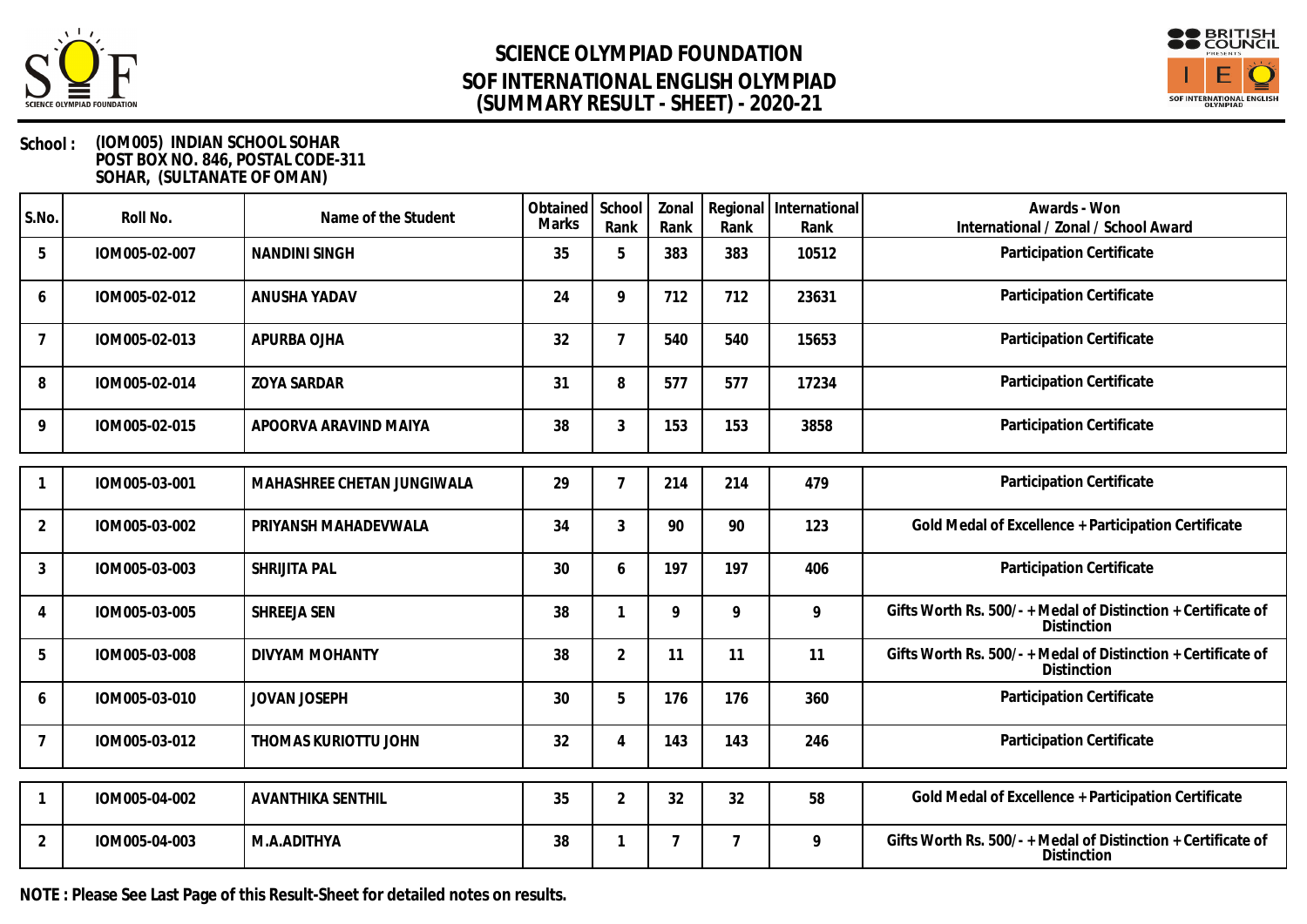# SCIENCE OLYMPIAD FOUNDATION
# SOF INTERNATIONAL ENGLISH OLYMPIAD
# (SUMMARY RESULT - SHEET) - 2020-21

**School : (IOM005) INDIAN SCHOOL SOHAR**
**POST BOX NO. 846, POSTAL CODE-311**
**SOHAR, (SULTANATE OF OMAN)**

| S.No. | Roll No. | Name of the Student | Obtained Marks | School Rank | Zonal Rank | Regional Rank | International Rank | Awards - Won International / Zonal / School Award |
|---|---|---|---|---|---|---|---|---|
| 5 | IOM005-02-007 | NANDINI SINGH | 35 | 5 | 383 | 383 | 10512 | Participation Certificate |
| 6 | IOM005-02-012 | ANUSHA YADAV | 24 | 9 | 712 | 712 | 23631 | Participation Certificate |
| 7 | IOM005-02-013 | APURBA OJHA | 32 | 7 | 540 | 540 | 15653 | Participation Certificate |
| 8 | IOM005-02-014 | ZOYA SARDAR | 31 | 8 | 577 | 577 | 17234 | Participation Certificate |
| 9 | IOM005-02-015 | APOORVA ARAVIND MAIYA | 38 | 3 | 153 | 153 | 3858 | Participation Certificate |
| 1 | IOM005-03-001 | MAHASHREE CHETAN JUNGIWALA | 29 | 7 | 214 | 214 | 479 | Participation Certificate |
| 2 | IOM005-03-002 | PRIYANSH MAHADEVWALA | 34 | 3 | 90 | 90 | 123 | Gold Medal of Excellence + Participation Certificate |
| 3 | IOM005-03-003 | SHRIJITA PAL | 30 | 6 | 197 | 197 | 406 | Participation Certificate |
| 4 | IOM005-03-005 | SHREEJA SEN | 38 | 1 | 9 | 9 | 9 | Gifts Worth Rs. 500/- + Medal of Distinction + Certificate of Distinction |
| 5 | IOM005-03-008 | DIVYAM MOHANTY | 38 | 2 | 11 | 11 | 11 | Gifts Worth Rs. 500/- + Medal of Distinction + Certificate of Distinction |
| 6 | IOM005-03-010 | JOVAN JOSEPH | 30 | 5 | 176 | 176 | 360 | Participation Certificate |
| 7 | IOM005-03-012 | THOMAS KURIOTTU JOHN | 32 | 4 | 143 | 143 | 246 | Participation Certificate |
| 1 | IOM005-04-002 | AVANTHIKA SENTHIL | 35 | 2 | 32 | 32 | 58 | Gold Medal of Excellence + Participation Certificate |
| 2 | IOM005-04-003 | M.A.ADITHYA | 38 | 1 | 7 | 7 | 9 | Gifts Worth Rs. 500/- + Medal of Distinction + Certificate of Distinction |

**NOTE : Please See Last Page of this Result-Sheet for detailed notes on results.**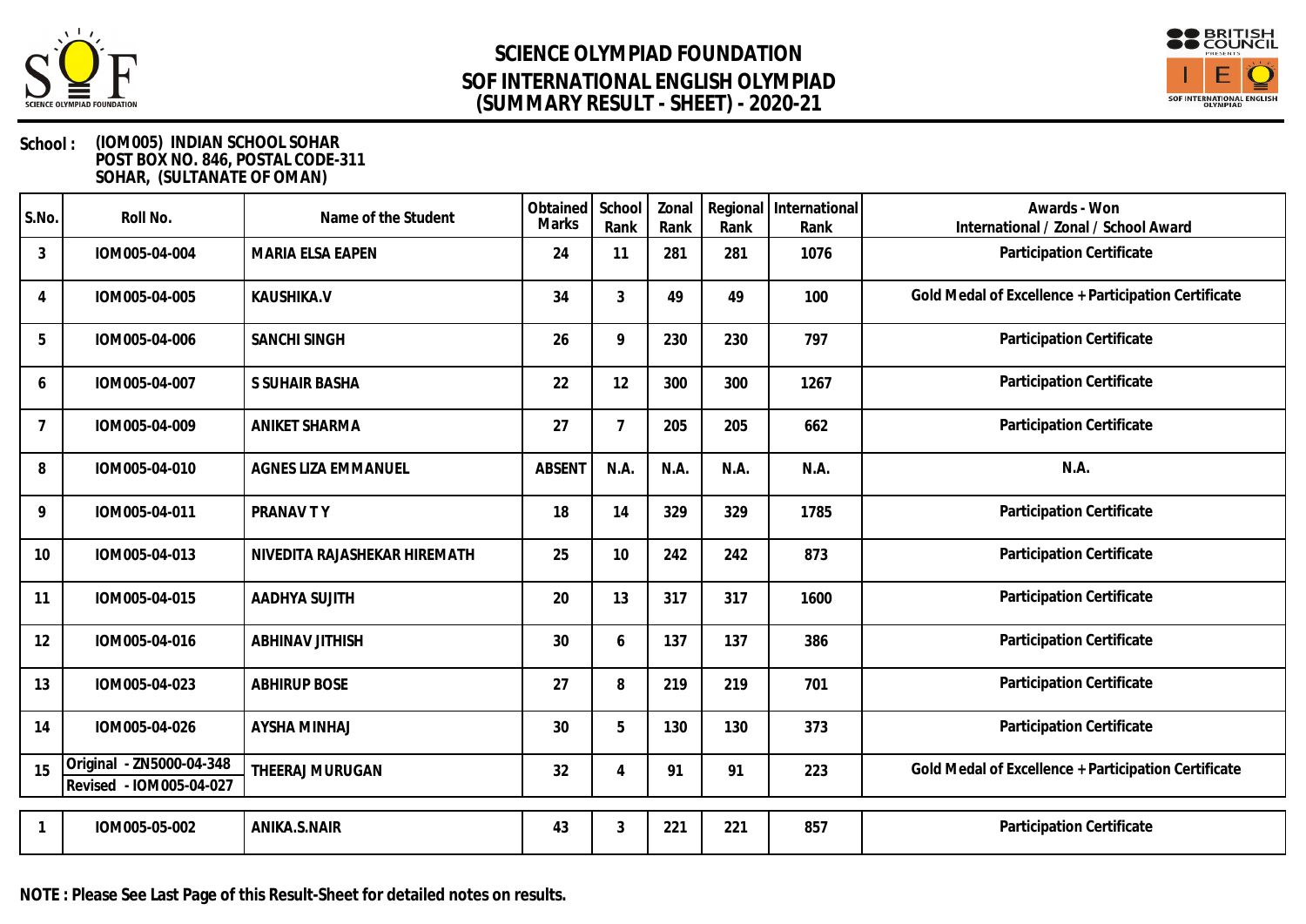# SCIENCE OLYMPIAD FOUNDATION
# SOF INTERNATIONAL ENGLISH OLYMPIAD
# (SUMMARY RESULT - SHEET) - 2020-21

**School :** (IOM005) INDIAN SCHOOL SOHAR
POST BOX NO. 846, POSTAL CODE-311
SOHAR, (SULTANATE OF OMAN)

| S.No. | Roll No. | Name of the Student | Obtained Marks | School Rank | Zonal Rank | Regional Rank | International Rank | Awards - Won International / Zonal / School Award |
|---|---|---|---|---|---|---|---|---|
| 3 | IOM005-04-004 | MARIA ELSA EAPEN | 24 | 11 | 281 | 281 | 1076 | Participation Certificate |
| 4 | IOM005-04-005 | KAUSHIKA.V | 34 | 3 | 49 | 49 | 100 | Gold Medal of Excellence + Participation Certificate |
| 5 | IOM005-04-006 | SANCHI SINGH | 26 | 9 | 230 | 230 | 797 | Participation Certificate |
| 6 | IOM005-04-007 | S SUHAIR BASHA | 22 | 12 | 300 | 300 | 1267 | Participation Certificate |
| 7 | IOM005-04-009 | ANIKET SHARMA | 27 | 7 | 205 | 205 | 662 | Participation Certificate |
| 8 | IOM005-04-010 | AGNES LIZA EMMANUEL | ABSENT | N.A. | N.A. | N.A. | N.A. | N.A. |
| 9 | IOM005-04-011 | PRANAV T Y | 18 | 14 | 329 | 329 | 1785 | Participation Certificate |
| 10 | IOM005-04-013 | NIVEDITA RAJASHEKAR HIREMATH | 25 | 10 | 242 | 242 | 873 | Participation Certificate |
| 11 | IOM005-04-015 | AADHYA SUJITH | 20 | 13 | 317 | 317 | 1600 | Participation Certificate |
| 12 | IOM005-04-016 | ABHINAV JITHISH | 30 | 6 | 137 | 137 | 386 | Participation Certificate |
| 13 | IOM005-04-023 | ABHIRUP BOSE | 27 | 8 | 219 | 219 | 701 | Participation Certificate |
| 14 | IOM005-04-026 | AYSHA MINHAJ | 30 | 5 | 130 | 130 | 373 | Participation Certificate |
| 15 | Original - ZN5000-04-348 Revised - IOM005-04-027 | THEERAJ MURUGAN | 32 | 4 | 91 | 91 | 223 | Gold Medal of Excellence + Participation Certificate |

| S.No. | Roll No. | Name of the Student | Obtained Marks | School Rank | Zonal Rank | Regional Rank | International Rank | Awards - Won International / Zonal / School Award |
|---|---|---|---|---|---|---|---|---|
| 1 | IOM005-05-002 | ANIKA.S.NAIR | 43 | 3 | 221 | 221 | 857 | Participation Certificate |

**NOTE : Please See Last Page of this Result-Sheet for detailed notes on results.**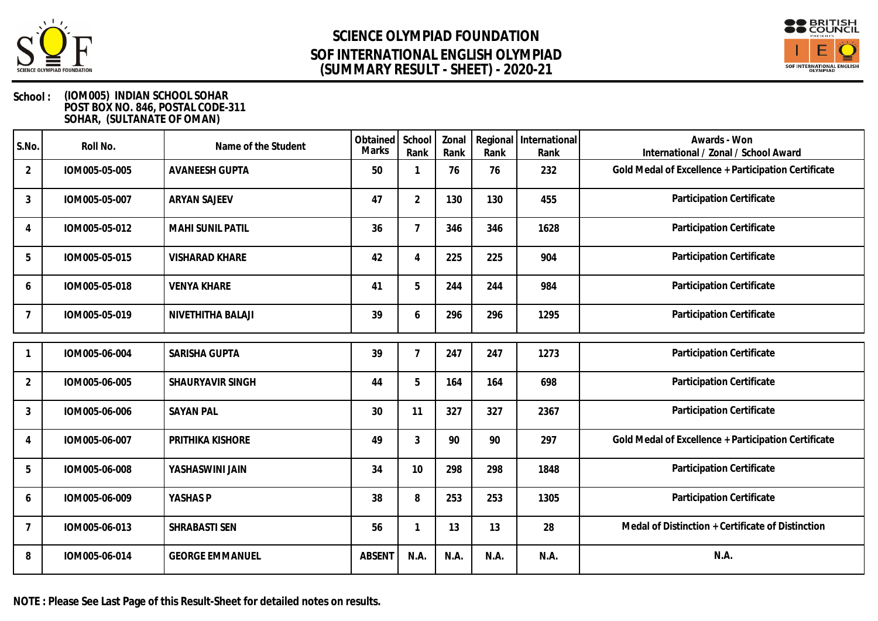# SCIENCE OLYMPIAD FOUNDATION
# SOF INTERNATIONAL ENGLISH OLYMPIAD
# (SUMMARY RESULT - SHEET) - 2020-21

**School :** (IOM005) INDIAN SCHOOL SOHAR
POST BOX NO. 846, POSTAL CODE-311
SOHAR, (SULTANATE OF OMAN)

| S.No. | Roll No. | Name of the Student | Obtained Marks | School Rank | Zonal Rank | Regional Rank | International Rank | Awards - Won International / Zonal / School Award |
|---|---|---|---|---|---|---|---|---|
| 2 | IOM005-05-005 | AVANEESH GUPTA | 50 | 1 | 76 | 76 | 232 | Gold Medal of Excellence + Participation Certificate |
| 3 | IOM005-05-007 | ARYAN SAJEEV | 47 | 2 | 130 | 130 | 455 | Participation Certificate |
| 4 | IOM005-05-012 | MAHI SUNIL PATIL | 36 | 7 | 346 | 346 | 1628 | Participation Certificate |
| 5 | IOM005-05-015 | VISHARAD KHARE | 42 | 4 | 225 | 225 | 904 | Participation Certificate |
| 6 | IOM005-05-018 | VENYA KHARE | 41 | 5 | 244 | 244 | 984 | Participation Certificate |
| 7 | IOM005-05-019 | NIVETHITHA BALAJI | 39 | 6 | 296 | 296 | 1295 | Participation Certificate |
| 1 | IOM005-06-004 | SARISHA GUPTA | 39 | 7 | 247 | 247 | 1273 | Participation Certificate |
| 2 | IOM005-06-005 | SHAURYAVIR SINGH | 44 | 5 | 164 | 164 | 698 | Participation Certificate |
| 3 | IOM005-06-006 | SAYAN PAL | 30 | 11 | 327 | 327 | 2367 | Participation Certificate |
| 4 | IOM005-06-007 | PRITHIKA KISHORE | 49 | 3 | 90 | 90 | 297 | Gold Medal of Excellence + Participation Certificate |
| 5 | IOM005-06-008 | YASHASWINI JAIN | 34 | 10 | 298 | 298 | 1848 | Participation Certificate |
| 6 | IOM005-06-009 | YASHAS P | 38 | 8 | 253 | 253 | 1305 | Participation Certificate |
| 7 | IOM005-06-013 | SHRABASTI SEN | 56 | 1 | 13 | 13 | 28 | Medal of Distinction + Certificate of Distinction |
| 8 | IOM005-06-014 | GEORGE EMMANUEL | ABSENT | N.A. | N.A. | N.A. | N.A. | N.A. |

**NOTE : Please See Last Page of this Result-Sheet for detailed notes on results.**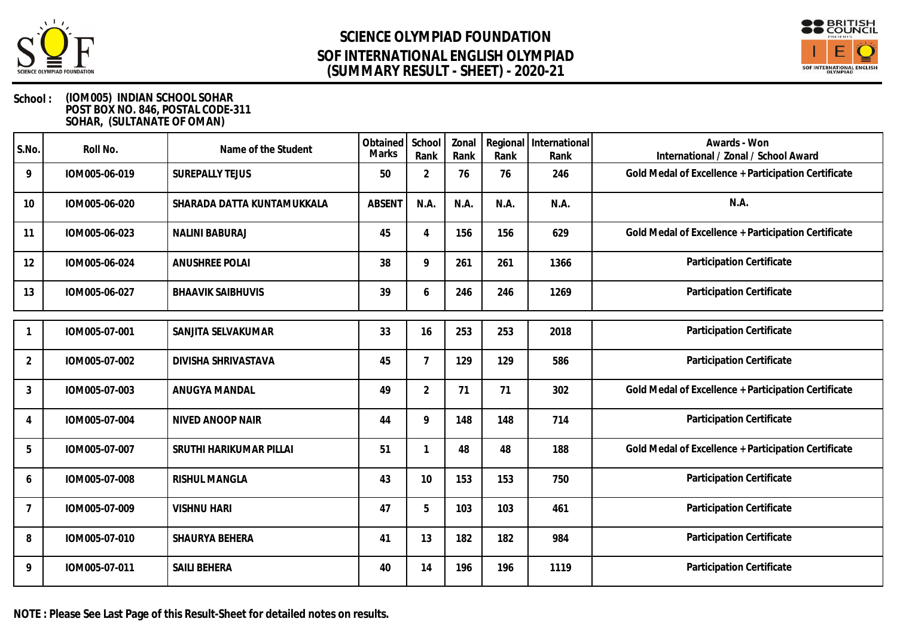# SCIENCE OLYMPIAD FOUNDATION
# SOF INTERNATIONAL ENGLISH OLYMPIAD
# (SUMMARY RESULT - SHEET) - 2020-21

**School :** (IOM005) INDIAN SCHOOL SOHAR
POST BOX NO. 846, POSTAL CODE-311
SOHAR, (SULTANATE OF OMAN)

| S.No. | Roll No. | Name of the Student | Obtained Marks | School Rank | Zonal Rank | Regional Rank | International Rank | Awards - Won International / Zonal / School Award |
|---|---|---|---|---|---|---|---|---|
| 9 | IOM005-06-019 | SUREPALLY TEJUS | 50 | 2 | 76 | 76 | 246 | Gold Medal of Excellence + Participation Certificate |
| 10 | IOM005-06-020 | SHARADA DATTA KUNTAMUKKALA | ABSENT | N.A. | N.A. | N.A. | N.A. | N.A. |
| 11 | IOM005-06-023 | NALINI BABURAJ | 45 | 4 | 156 | 156 | 629 | Gold Medal of Excellence + Participation Certificate |
| 12 | IOM005-06-024 | ANUSHREE POLAI | 38 | 9 | 261 | 261 | 1366 | Participation Certificate |
| 13 | IOM005-06-027 | BHAAVIK SAIBHUVIS | 39 | 6 | 246 | 246 | 1269 | Participation Certificate |

| S.No. | Roll No. | Name of the Student | Obtained Marks | School Rank | Zonal Rank | Regional Rank | International Rank | Awards - Won International / Zonal / School Award |
|---|---|---|---|---|---|---|---|---|
| 1 | IOM005-07-001 | SANJITA SELVAKUMAR | 33 | 16 | 253 | 253 | 2018 | Participation Certificate |
| 2 | IOM005-07-002 | DIVISHA SHRIVASTAVA | 45 | 7 | 129 | 129 | 586 | Participation Certificate |
| 3 | IOM005-07-003 | ANUGYA MANDAL | 49 | 2 | 71 | 71 | 302 | Gold Medal of Excellence + Participation Certificate |
| 4 | IOM005-07-004 | NIVED ANOOP NAIR | 44 | 9 | 148 | 148 | 714 | Participation Certificate |
| 5 | IOM005-07-007 | SRUTHI HARIKUMAR PILLAI | 51 | 1 | 48 | 48 | 188 | Gold Medal of Excellence + Participation Certificate |
| 6 | IOM005-07-008 | RISHUL MANGLA | 43 | 10 | 153 | 153 | 750 | Participation Certificate |
| 7 | IOM005-07-009 | VISHNU HARI | 47 | 5 | 103 | 103 | 461 | Participation Certificate |
| 8 | IOM005-07-010 | SHAURYA BEHERA | 41 | 13 | 182 | 182 | 984 | Participation Certificate |
| 9 | IOM005-07-011 | SAILI BEHERA | 40 | 14 | 196 | 196 | 1119 | Participation Certificate |

**NOTE : Please See Last Page of this Result-Sheet for detailed notes on results.**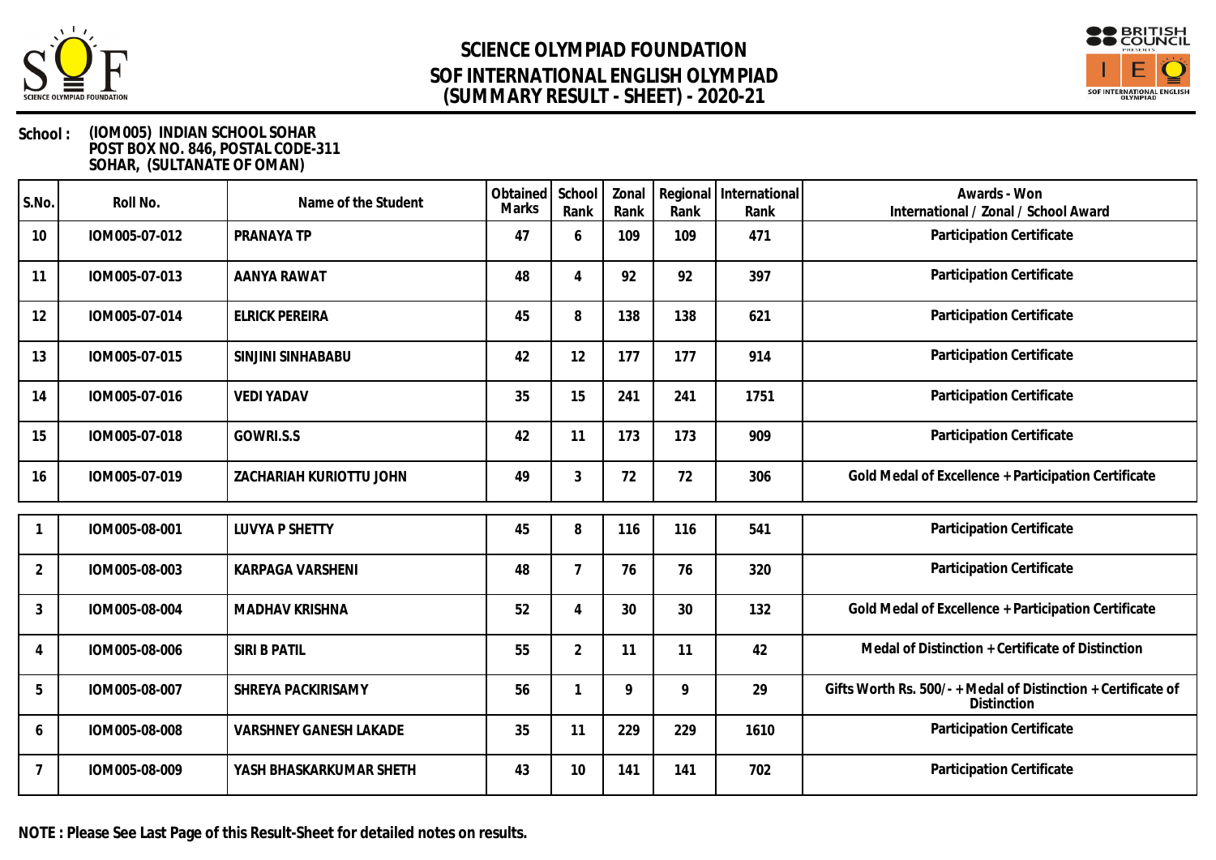# SCIENCE OLYMPIAD FOUNDATION
# SOF INTERNATIONAL ENGLISH OLYMPIAD
## (SUMMARY RESULT - SHEET) - 2020-21

**School :** **(IOM005) INDIAN SCHOOL SOHAR**
**POST BOX NO. 846, POSTAL CODE-311**
**SOHAR, (SULTANATE OF OMAN)**

| S.No. | Roll No. | Name of the Student | Obtained Marks | School Rank | Zonal Rank | Regional Rank | International Rank | Awards - Won International / Zonal / School Award |
|---|---|---|---|---|---|---|---|---|
| 10 | IOM005-07-012 | PRANAYA TP | 47 | 6 | 109 | 109 | 471 | Participation Certificate |
| 11 | IOM005-07-013 | AANYA RAWAT | 48 | 4 | 92 | 92 | 397 | Participation Certificate |
| 12 | IOM005-07-014 | ELRICK PEREIRA | 45 | 8 | 138 | 138 | 621 | Participation Certificate |
| 13 | IOM005-07-015 | SINJINI SINHABABU | 42 | 12 | 177 | 177 | 914 | Participation Certificate |
| 14 | IOM005-07-016 | VEDI YADAV | 35 | 15 | 241 | 241 | 1751 | Participation Certificate |
| 15 | IOM005-07-018 | GOWRI.S.S | 42 | 11 | 173 | 173 | 909 | Participation Certificate |
| 16 | IOM005-07-019 | ZACHARIAH KURIOTTU JOHN | 49 | 3 | 72 | 72 | 306 | Gold Medal of Excellence + Participation Certificate |

| S.No. | Roll No. | Name of the Student | Obtained Marks | School Rank | Zonal Rank | Regional Rank | International Rank | Awards - Won International / Zonal / School Award |
|---|---|---|---|---|---|---|---|---|
| 1 | IOM005-08-001 | LUVYA P SHETTY | 45 | 8 | 116 | 116 | 541 | Participation Certificate |
| 2 | IOM005-08-003 | KARPAGA VARSHENI | 48 | 7 | 76 | 76 | 320 | Participation Certificate |
| 3 | IOM005-08-004 | MADHAV KRISHNA | 52 | 4 | 30 | 30 | 132 | Gold Medal of Excellence + Participation Certificate |
| 4 | IOM005-08-006 | SIRI B PATIL | 55 | 2 | 11 | 11 | 42 | Medal of Distinction + Certificate of Distinction |
| 5 | IOM005-08-007 | SHREYA PACKIRISAMY | 56 | 1 | 9 | 9 | 29 | Gifts Worth Rs. 500/- + Medal of Distinction + Certificate of Distinction |
| 6 | IOM005-08-008 | VARSHNEY GANESH LAKADE | 35 | 11 | 229 | 229 | 1610 | Participation Certificate |
| 7 | IOM005-08-009 | YASH BHASKARKUMAR SHETH | 43 | 10 | 141 | 141 | 702 | Participation Certificate |

**NOTE : Please See Last Page of this Result-Sheet for detailed notes on results.**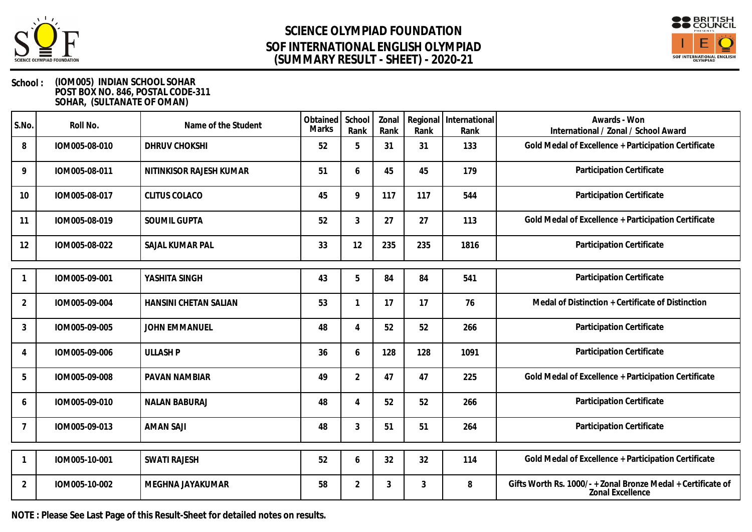# SCIENCE OLYMPIAD FOUNDATION
# SOF INTERNATIONAL ENGLISH OLYMPIAD
# (SUMMARY RESULT - SHEET) - 2020-21

**School :** (IOM005) INDIAN SCHOOL SOHAR
POST BOX NO. 846, POSTAL CODE-311
SOHAR, (SULTANATE OF OMAN)

| S.No. | Roll No. | Name of the Student | Obtained Marks | School Rank | Zonal Rank | Regional Rank | International Rank | Awards - Won International / Zonal / School Award |
|---|---|---|---|---|---|---|---|---|
| 8 | IOM005-08-010 | DHRUV CHOKSHI | 52 | 5 | 31 | 31 | 133 | Gold Medal of Excellence + Participation Certificate |
| 9 | IOM005-08-011 | NITINKISOR RAJESH KUMAR | 51 | 6 | 45 | 45 | 179 | Participation Certificate |
| 10 | IOM005-08-017 | CLITUS COLACO | 45 | 9 | 117 | 117 | 544 | Participation Certificate |
| 11 | IOM005-08-019 | SOUMIL GUPTA | 52 | 3 | 27 | 27 | 113 | Gold Medal of Excellence + Participation Certificate |
| 12 | IOM005-08-022 | SAJAL KUMAR PAL | 33 | 12 | 235 | 235 | 1816 | Participation Certificate |
| 1 | IOM005-09-001 | YASHITA SINGH | 43 | 5 | 84 | 84 | 541 | Participation Certificate |
| 2 | IOM005-09-004 | HANSINI CHETAN SALIAN | 53 | 1 | 17 | 17 | 76 | Medal of Distinction + Certificate of Distinction |
| 3 | IOM005-09-005 | JOHN EMMANUEL | 48 | 4 | 52 | 52 | 266 | Participation Certificate |
| 4 | IOM005-09-006 | ULLASH P | 36 | 6 | 128 | 128 | 1091 | Participation Certificate |
| 5 | IOM005-09-008 | PAVAN NAMBIAR | 49 | 2 | 47 | 47 | 225 | Gold Medal of Excellence + Participation Certificate |
| 6 | IOM005-09-010 | NALAN BABURAJ | 48 | 4 | 52 | 52 | 266 | Participation Certificate |
| 7 | IOM005-09-013 | AMAN SAJI | 48 | 3 | 51 | 51 | 264 | Participation Certificate |
| 1 | IOM005-10-001 | SWATI RAJESH | 52 | 6 | 32 | 32 | 114 | Gold Medal of Excellence + Participation Certificate |
| 2 | IOM005-10-002 | MEGHNA JAYAKUMAR | 58 | 2 | 3 | 3 | 8 | Gifts Worth Rs. 1000/- + Zonal Bronze Medal + Certificate of Zonal Excellence |

**NOTE : Please See Last Page of this Result-Sheet for detailed notes on results.**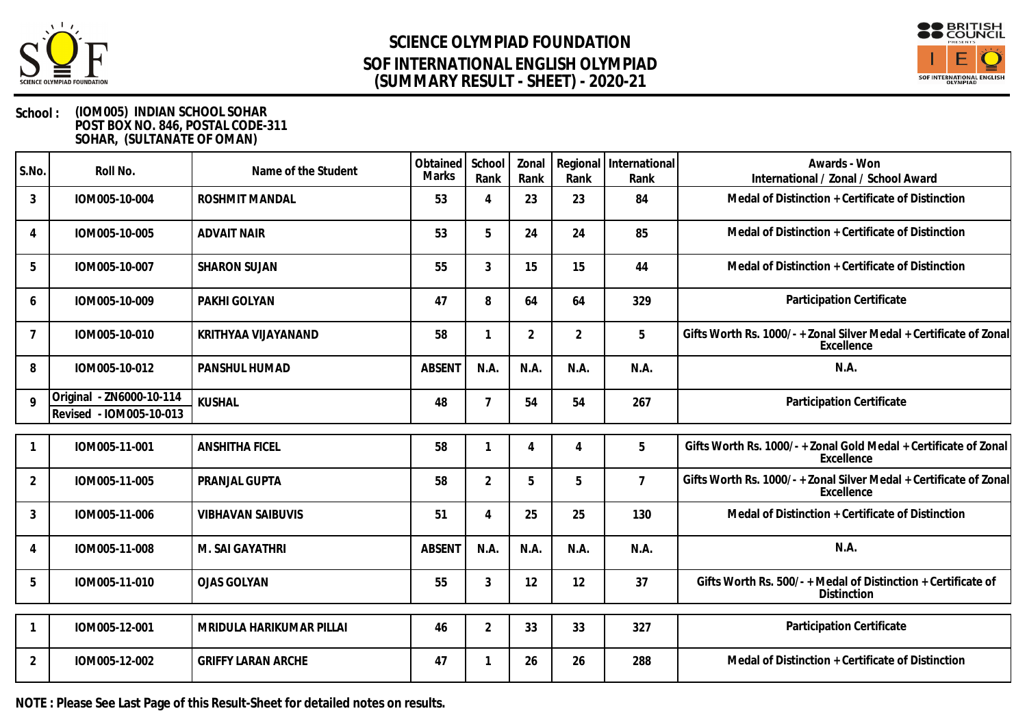# SCIENCE OLYMPIAD FOUNDATION
# SOF INTERNATIONAL ENGLISH OLYMPIAD
## (SUMMARY RESULT - SHEET) - 2020-21

**School :** **(IOM005) INDIAN SCHOOL SOHAR**
**POST BOX NO. 846, POSTAL CODE-311**
**SOHAR, (SULTANATE OF OMAN)**

| S.No. | Roll No. | Name of the Student | Obtained Marks | School Rank | Zonal Rank | Regional Rank | International Rank | Awards - Won International / Zonal / School Award |
|---|---|---|---|---|---|---|---|---|
| 3 | IOM005-10-004 | ROSHMIT MANDAL | 53 | 4 | 23 | 23 | 84 | Medal of Distinction + Certificate of Distinction |
| 4 | IOM005-10-005 | ADVAIT NAIR | 53 | 5 | 24 | 24 | 85 | Medal of Distinction + Certificate of Distinction |
| 5 | IOM005-10-007 | SHARON SUJAN | 55 | 3 | 15 | 15 | 44 | Medal of Distinction + Certificate of Distinction |
| 6 | IOM005-10-009 | PAKHI GOLYAN | 47 | 8 | 64 | 64 | 329 | Participation Certificate |
| 7 | IOM005-10-010 | KRITHYAA VIJAYANAND | 58 | 1 | 2 | 2 | 5 | Gifts Worth Rs. 1000/- + Zonal Silver Medal + Certificate of Zonal Excellence |
| 8 | IOM005-10-012 | PANSHUL HUMAD | ABSENT | N.A. | N.A. | N.A. | N.A. | N.A. |
| 9 | Original - ZN6000-10-114 Revised - IOM005-10-013 | KUSHAL | 48 | 7 | 54 | 54 | 267 | Participation Certificate |
| 1 | IOM005-11-001 | ANSHITHA FICEL | 58 | 1 | 4 | 4 | 5 | Gifts Worth Rs. 1000/- + Zonal Gold Medal + Certificate of Zonal Excellence |
| 2 | IOM005-11-005 | PRANJAL GUPTA | 58 | 2 | 5 | 5 | 7 | Gifts Worth Rs. 1000/- + Zonal Silver Medal + Certificate of Zonal Excellence |
| 3 | IOM005-11-006 | VIBHAVAN SAIBUVIS | 51 | 4 | 25 | 25 | 130 | Medal of Distinction + Certificate of Distinction |
| 4 | IOM005-11-008 | M. SAI GAYATHRI | ABSENT | N.A. | N.A. | N.A. | N.A. | N.A. |
| 5 | IOM005-11-010 | OJAS GOLYAN | 55 | 3 | 12 | 12 | 37 | Gifts Worth Rs. 500/- + Medal of Distinction + Certificate of Distinction |
| 1 | IOM005-12-001 | MRIDULA HARIKUMAR PILLAI | 46 | 2 | 33 | 33 | 327 | Participation Certificate |
| 2 | IOM005-12-002 | GRIFFY LARAN ARCHE | 47 | 1 | 26 | 26 | 288 | Medal of Distinction + Certificate of Distinction |

**NOTE : Please See Last Page of this Result-Sheet for detailed notes on results.**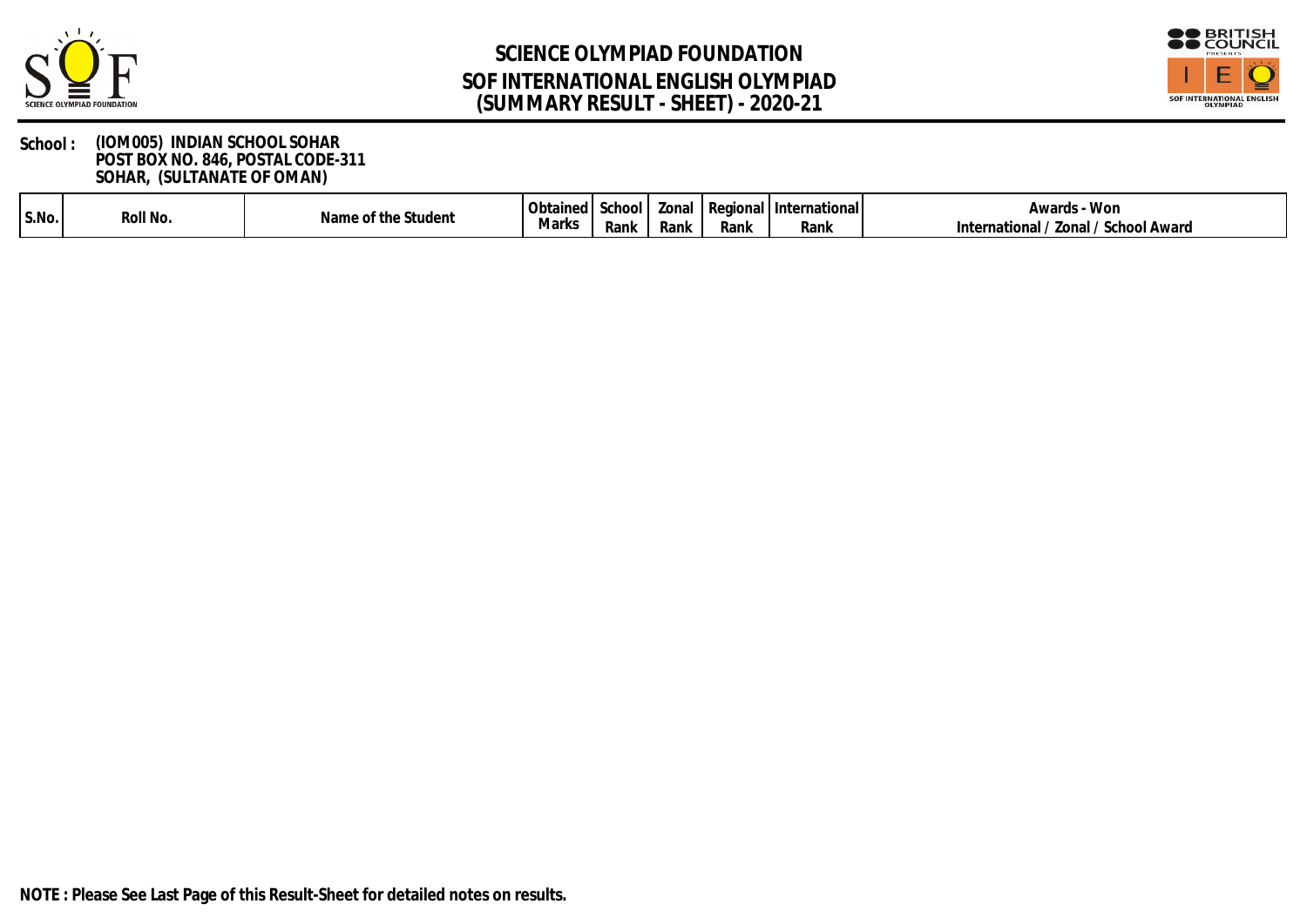# SCIENCE OLYMPIAD FOUNDATION
# SOF INTERNATIONAL ENGLISH OLYMPIAD
# (SUMMARY RESULT - SHEET) - 2020-21

**School :** **(IOM005) INDIAN SCHOOL SOHAR**
**POST BOX NO. 846, POSTAL CODE-311**
**SOHAR, (SULTANATE OF OMAN)**

| S.No. | Roll No. | Name of the Student | Obtained Marks | School Rank | Zonal Rank | Regional Rank | International Rank | Awards - Won International / Zonal / School Award |
|---|---|---|---|---|---|---|---|---|

**NOTE : Please See Last Page of this Result-Sheet for detailed notes on results.**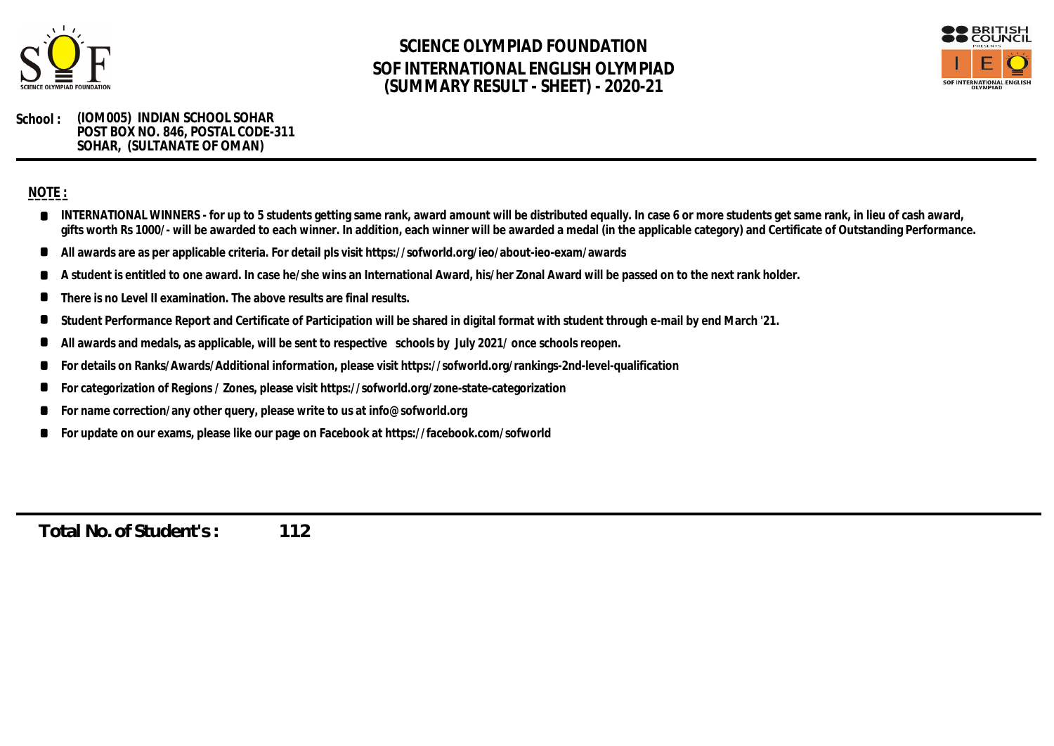# SCIENCE OLYMPIAD FOUNDATION
## SOF INTERNATIONAL ENGLISH OLYMPIAD
## (SUMMARY RESULT - SHEET) - 2020-21

**School :** **(IOM005) INDIAN SCHOOL SOHAR**
**POST BOX NO. 846, POSTAL CODE-311**
**SOHAR, (SULTANATE OF OMAN)**

---

**NOTE :**

- **INTERNATIONAL WINNERS - for up to 5 students getting same rank, award amount will be distributed equally. In case 6 or more students get same rank, in lieu of cash award, gifts worth Rs 1000/- will be awarded to each winner. In addition, each winner will be awarded a medal (in the applicable category) and Certificate of Outstanding Performance.**
- **All awards are as per applicable criteria. For detail pls visit https://sofworld.org/ieo/about-ieo-exam/awards**
- **A student is entitled to one award. In case he/she wins an International Award, his/her Zonal Award will be passed on to the next rank holder.**
- **There is no Level II examination. The above results are final results.**
- **Student Performance Report and Certificate of Participation will be shared in digital format with student through e-mail by end March '21.**
- **All awards and medals, as applicable, will be sent to respective schools by July 2021/ once schools reopen.**
- **For details on Ranks/Awards/Additional information, please visit https://sofworld.org/rankings-2nd-level-qualification**
- **For categorization of Regions / Zones, please visit https://sofworld.org/zone-state-categorization**
- **For name correction/any other query, please write to us at info@sofworld.org**
- **For update on our exams, please like our page on Facebook at https://facebook.com/sofworld**

---

**Total No. of Student's : 112**